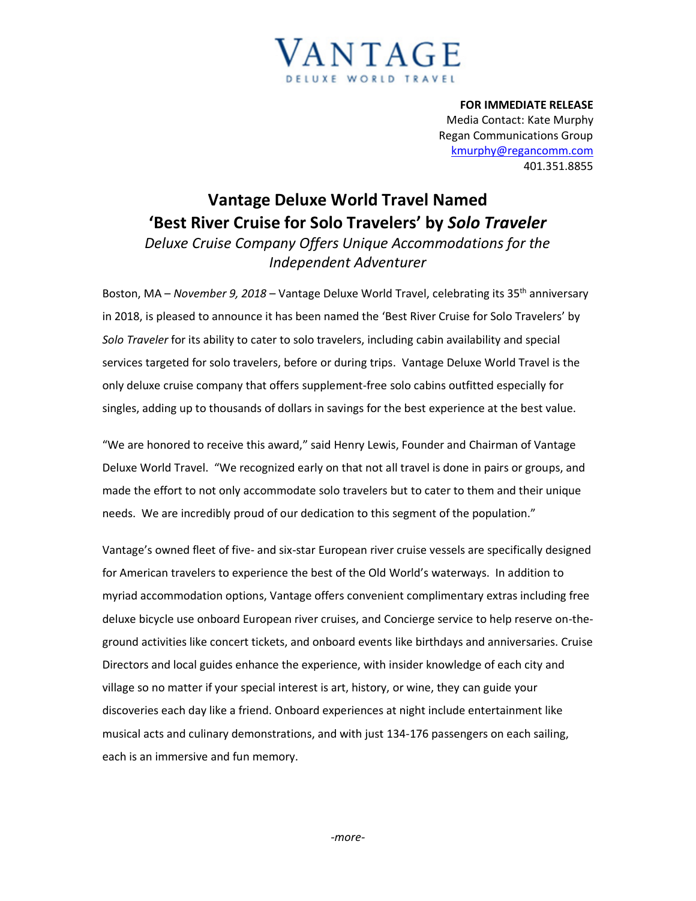VANTAGE
DELUXE WORLD TRAVEL

**FOR IMMEDIATE RELEASE**
Media Contact: Kate Murphy
Regan Communications Group
kmurphy@regancomm.com
401.351.8855

# Vantage Deluxe World Travel Named 'Best River Cruise for Solo Travelers' by *Solo Traveler*

*Deluxe Cruise Company Offers Unique Accommodations for the Independent Adventurer*

Boston, MA – *November 9, 2018* – Vantage Deluxe World Travel, celebrating its 35th anniversary in 2018, is pleased to announce it has been named the 'Best River Cruise for Solo Travelers' by *Solo Traveler* for its ability to cater to solo travelers, including cabin availability and special services targeted for solo travelers, before or during trips. Vantage Deluxe World Travel is the only deluxe cruise company that offers supplement-free solo cabins outfitted especially for singles, adding up to thousands of dollars in savings for the best experience at the best value.

"We are honored to receive this award," said Henry Lewis, Founder and Chairman of Vantage Deluxe World Travel. "We recognized early on that not all travel is done in pairs or groups, and made the effort to not only accommodate solo travelers but to cater to them and their unique needs. We are incredibly proud of our dedication to this segment of the population."

Vantage's owned fleet of five- and six-star European river cruise vessels are specifically designed for American travelers to experience the best of the Old World's waterways. In addition to myriad accommodation options, Vantage offers convenient complimentary extras including free deluxe bicycle use onboard European river cruises, and Concierge service to help reserve on-the-ground activities like concert tickets, and onboard events like birthdays and anniversaries. Cruise Directors and local guides enhance the experience, with insider knowledge of each city and village so no matter if your special interest is art, history, or wine, they can guide your discoveries each day like a friend. Onboard experiences at night include entertainment like musical acts and culinary demonstrations, and with just 134-176 passengers on each sailing, each is an immersive and fun memory.

*-more-*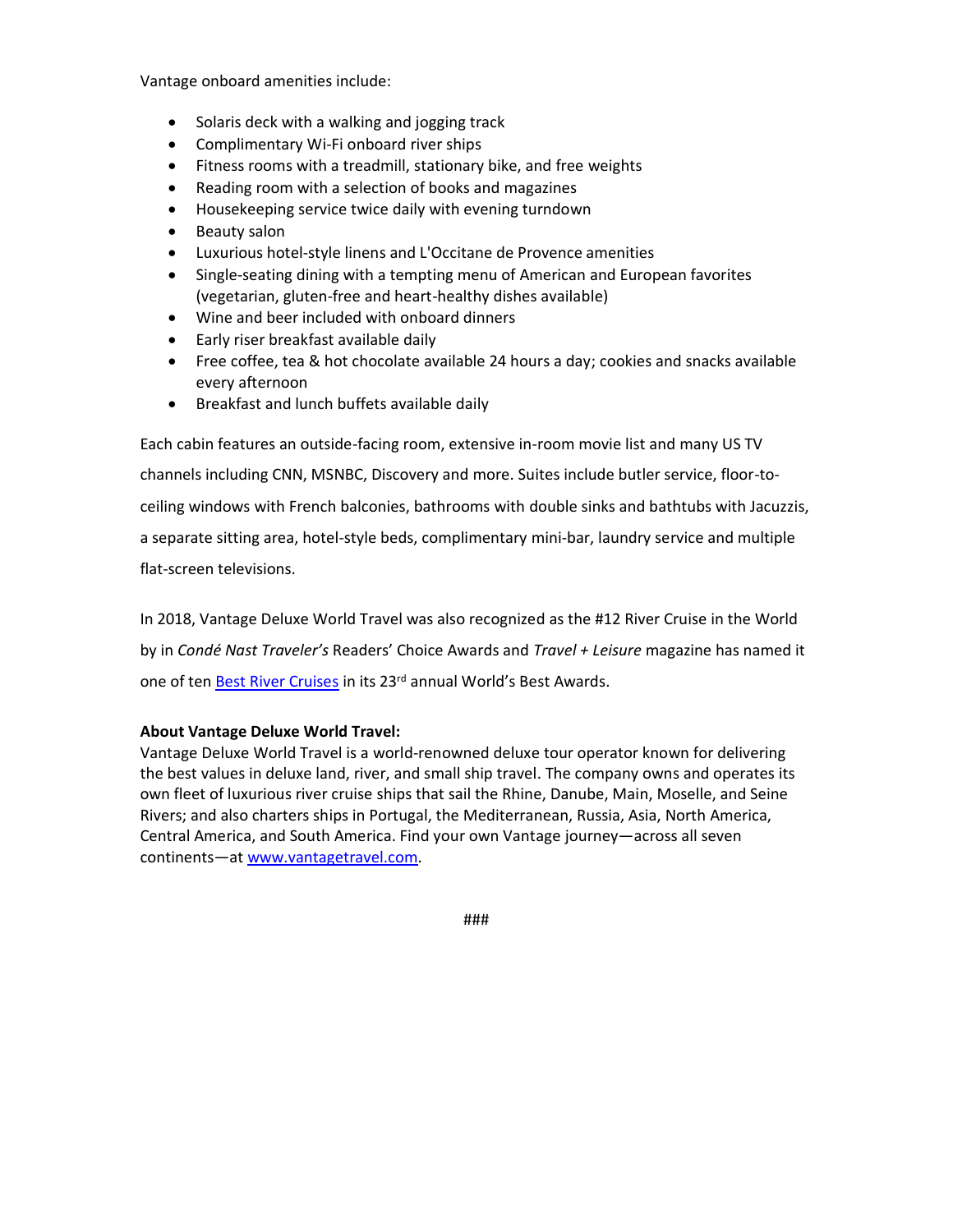Vantage onboard amenities include:

- Solaris deck with a walking and jogging track
- Complimentary Wi-Fi onboard river ships
- Fitness rooms with a treadmill, stationary bike, and free weights
- Reading room with a selection of books and magazines
- Housekeeping service twice daily with evening turndown
- Beauty salon
- Luxurious hotel-style linens and L'Occitane de Provence amenities
- Single-seating dining with a tempting menu of American and European favorites (vegetarian, gluten-free and heart-healthy dishes available)
- Wine and beer included with onboard dinners
- Early riser breakfast available daily
- Free coffee, tea & hot chocolate available 24 hours a day; cookies and snacks available every afternoon
- Breakfast and lunch buffets available daily

Each cabin features an outside-facing room, extensive in-room movie list and many US TV channels including CNN, MSNBC, Discovery and more. Suites include butler service, floor-to-ceiling windows with French balconies, bathrooms with double sinks and bathtubs with Jacuzzis, a separate sitting area, hotel-style beds, complimentary mini-bar, laundry service and multiple flat-screen televisions.

In 2018, Vantage Deluxe World Travel was also recognized as the #12 River Cruise in the World by in *Condé Nast Traveler's* Readers' Choice Awards and *Travel + Leisure* magazine has named it one of ten [Best River Cruises] in its 23rd annual World's Best Awards.

**About Vantage Deluxe World Travel:**
Vantage Deluxe World Travel is a world-renowned deluxe tour operator known for delivering the best values in deluxe land, river, and small ship travel. The company owns and operates its own fleet of luxurious river cruise ships that sail the Rhine, Danube, Main, Moselle, and Seine Rivers; and also charters ships in Portugal, the Mediterranean, Russia, Asia, North America, Central America, and South America. Find your own Vantage journey—across all seven continents—at www.vantagetravel.com.

###